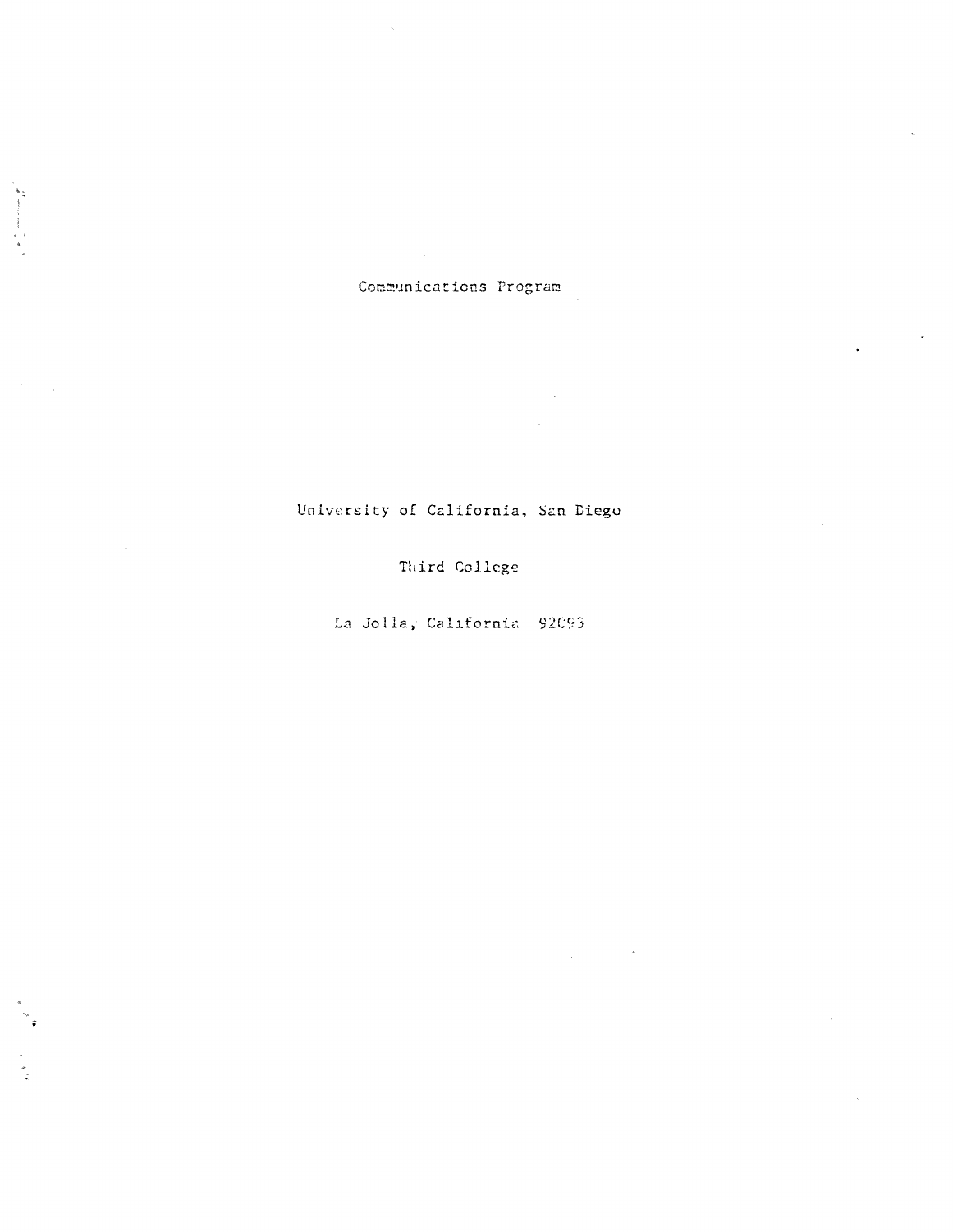Communications Program

University of California, San Diego

Third College

La Jolla, California 92093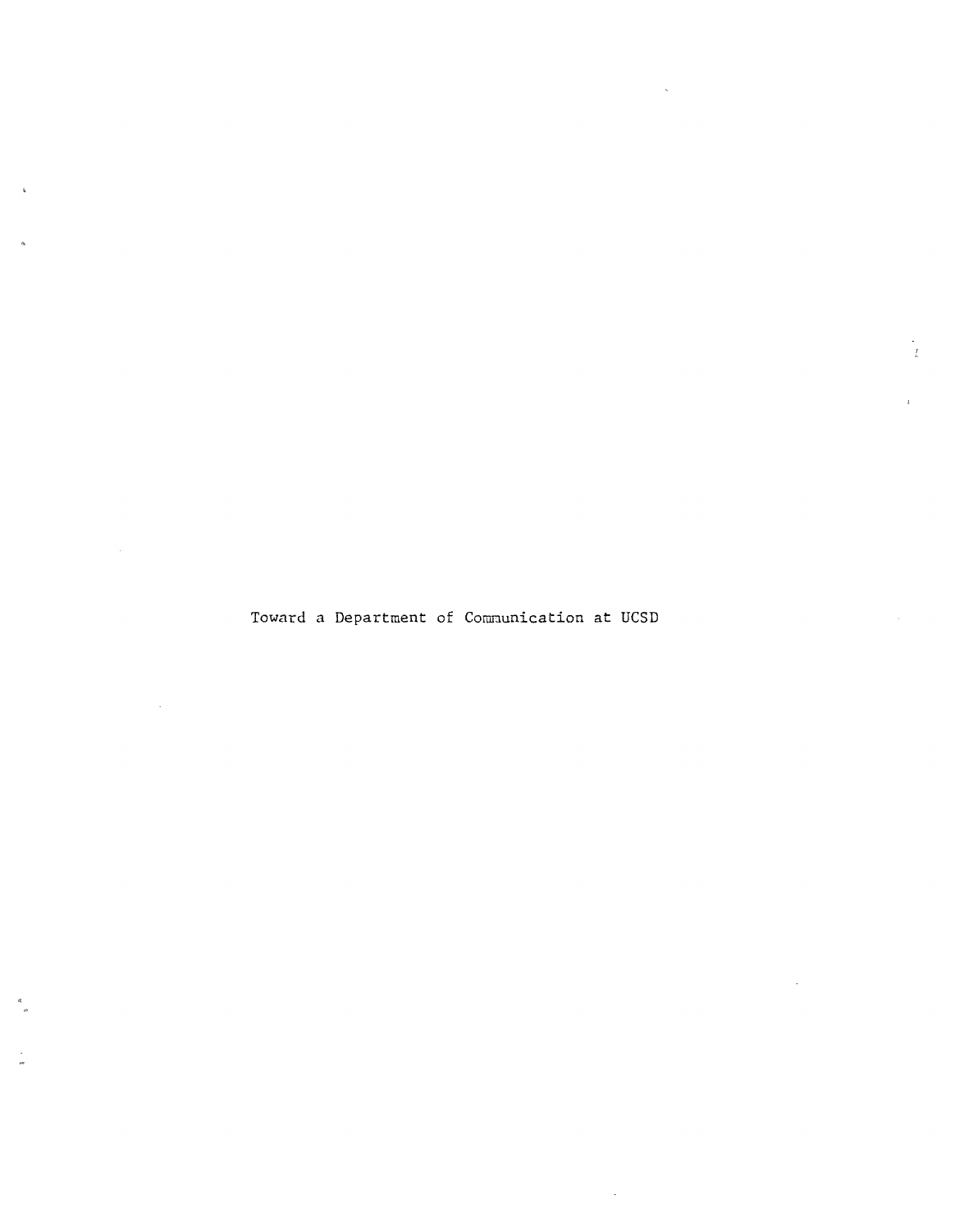# Toward a Department of Communication at UCSD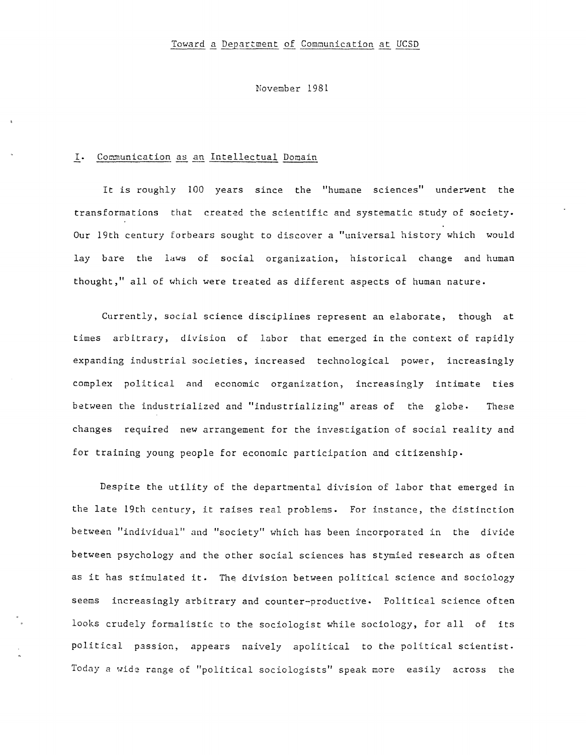Toward a Department of Communication at UCSD

November 1981

## I. Communication as an Intellectual Domain

It is roughly 100 years since the "humane sciences" underwent the transformations that created the scientific and systematic study of society. Our 19th century forbears sought to discover a "universal history which would lay bare the laws of social organization, historical change and human thought," all of which were treated as different aspects of human nature.

Currently, social science disciplines represent an elaborate, though at times arbitrary, division of labor that emerged in the context of rapidly expanding industrial societies, increased technological power, increasingly complex political and economic organization, increasingly intimate ties between the industrialized and "industrializing" areas of the globe. These changes required new arrangement for the investigation of social reality and for training young people for economic participation and citizenship.

Despite the utility of the departmental division of labor that emerged in the late 19th century, it raises real problems. For instance, the distinction between "individual" and "society" which has been incorporated in the divide between psychology and the other social sciences has stymied research as often as it has stimulated it. The division between political science and sociology seems increasingly arbitrary and counter-productive. Political science often looks crudely formalistic to the sociologist while sociology, for all of its political passion, appears naively apolitical to the political scientist. Today a wide range of "political sociologists" speak more easily across the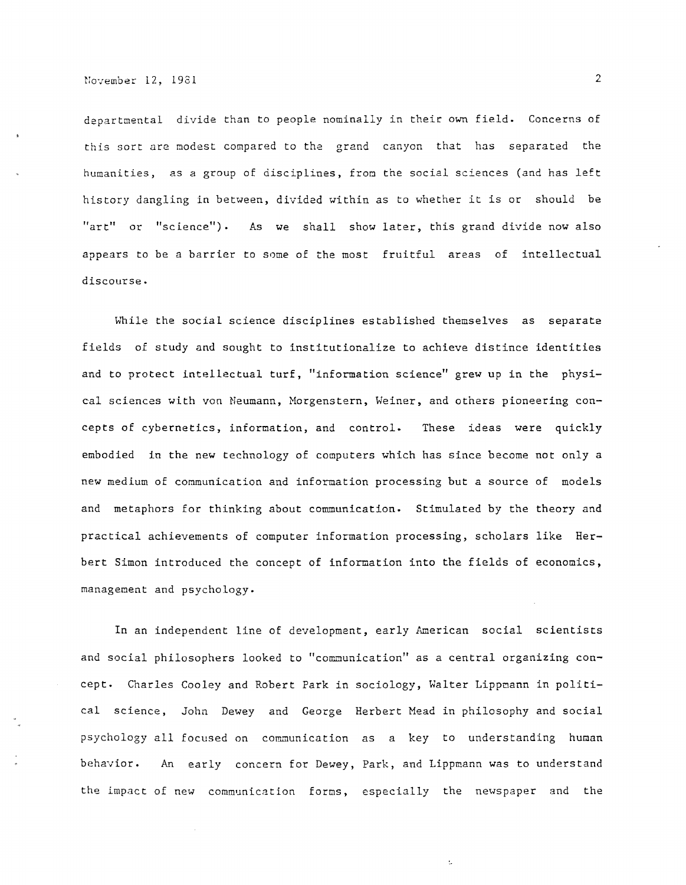departmental divide than to people nominally in their own field. Concerns of this sort are modest compared to the grand canyon that has separated the humanities, as a group of disciplines, from the social sciences (and has left history dangling in between, divided within as to whether it is or should be "art" or "science"). As we shall show later, this grand divide now also appears to be a barrier to some of the most fruitful areas of intellectual discourse.

While the social science disciplines established themselves as separate fields of study and sought to institutionalize to achieve distince identities and to protect intellectual turf, "information science" grew up in the physical sciences with von Neumann, Morgenstern, Weiner, and others pioneering concepts of cybernetics, information, and control. These ideas were quickly embodied in the new technology of computers which has since become not only a new medium of communication and information processing but a source of models and metaphors for thinking about communication. Stimulated by the theory and practical achievements of computer information processing, scholars like Herbert Simon introduced the concept of information into the fields of economics, management and psychology.

In an independent line of development, early American social scientists and social philosophers looked to "communication" as a central organizing concept. Charles Cooley and Robert Park in sociology, Walter Lippmann in political science, John Dewey and George Herbert Mead in philosophy and social psychology all focused on communication as a key to understanding human behavior. An early concern for Dewey, Park, and Lippmann was to understand the impact of new communication forms, especially the newspaper and the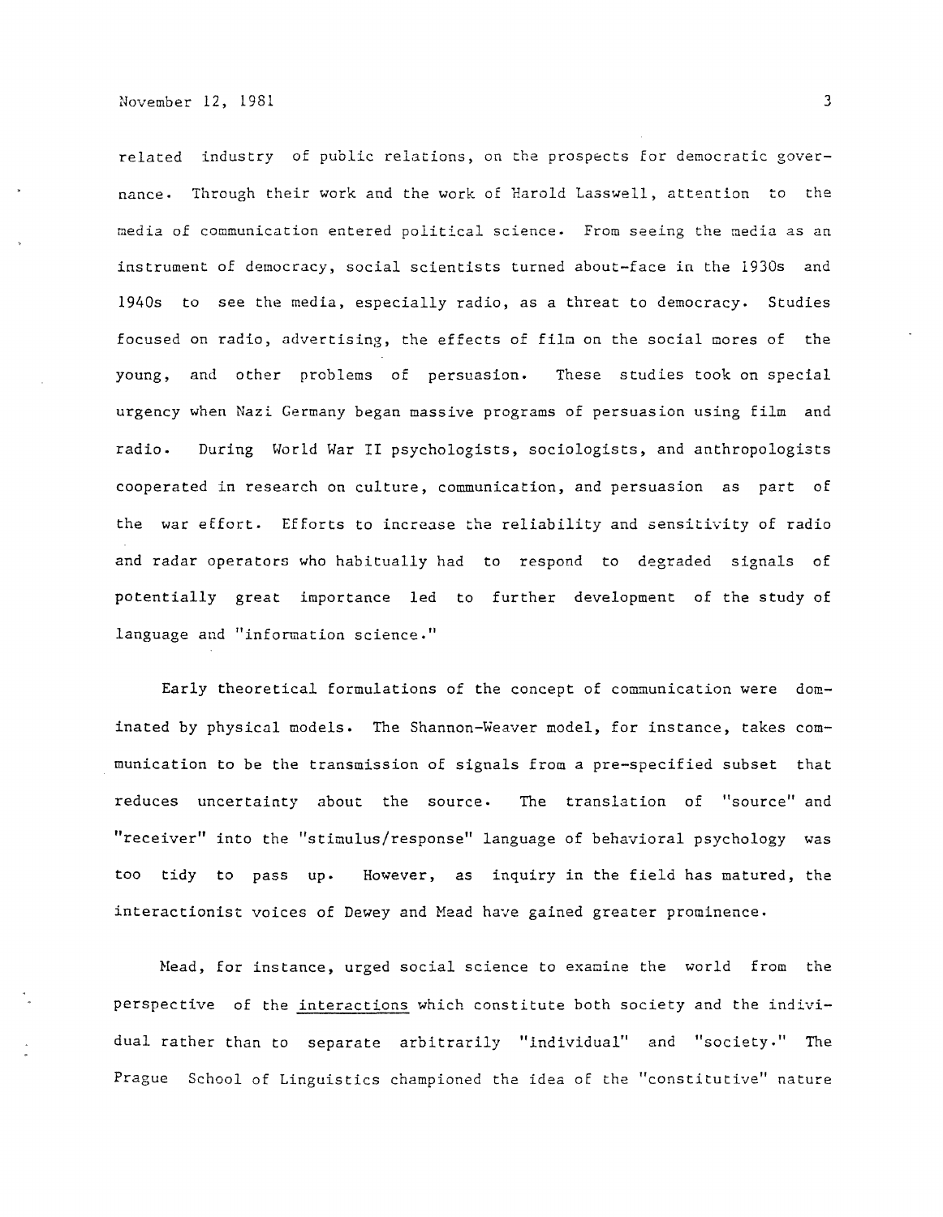related industry of public relations, on the prospects for democratic governance. Through their work and the work of Harold Lasswell, attention to the media of communication entered political science. From seeing the media as an instrument of democracy, social scientists turned about-face in the 1930s and 1940s to see the media, especially radio, as a threat to democracy. Studies focused on radio, advertising, the effects of film on the social mores of the young, and other problems of persuasion. These studies took on special urgency when Nazi Germany began massive programs of persuasion using film and radio. During World War II psychologists, sociologists, and anthropologists cooperated in research on culture, communication, and persuasion as part of the war effort. Efforts to increase the reliability and sensitivity of radio and radar operators who habitually had to respond to degraded signals of potentially great importance led to further development of the study of language and "information science."

Early theoretical formulations of the concept of communication were dominated by physical models. The Shannon-Weaver model, for instance, takes communication to be the transmission of signals from a pre-specified subset that reduces uncertainty about the source. The translation of "source" and "receiver" into the "stimulus/response" language of behavioral psychology was too tidy to pass up. However, as inquiry in the field has matured, the interactionist voices of Dewey and Mead have gained greater prominence.

Mead, for instance, urged social science to examine the world from the perspective of the _interactions_ which constitute both society and the individual rather than to separate arbitrarily "individual" and "society." The Prague School of Linguistics championed the idea of the "constitutive" nature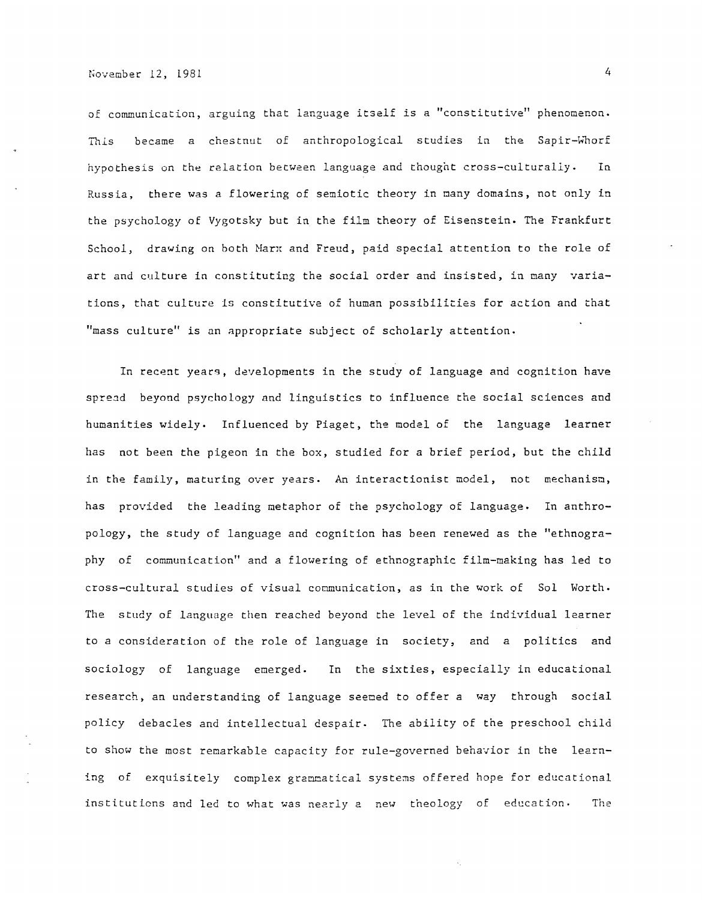of communication, arguing that language itself is a "constitutive" phenomenon. This became a chestnut of anthropological studies in the Sapir-Whorf hypothesis on the relation between language and thought cross-culturally. In Russia, there was a flowering of semiotic theory in many domains, not only in the psychology of Vygotsky but in the film theory of Eisenstein. The Frankfurt School, drawing on both Marx and Freud, paid special attention to the role of art and culture in constituting the social order and insisted, in many variations, that culture is constitutive of human possibilities for action and that "mass culture" is an appropriate subject of scholarly attention.

In recent years, developments in the study of language and cognition have spread beyond psychology and linguistics to influence the social sciences and humanities widely. Influenced by Piaget, the model of the language learner has not been the pigeon in the box, studied for a brief period, but the child in the family, maturing over years. An interactionist model, not mechanism, has provided the leading metaphor of the psychology of language. In anthropology, the study of language and cognition has been renewed as the "ethnography of communication" and a flowering of ethnographic film-making has led to cross-cultural studies of visual communication, as in the work of Sol Worth. The study of language then reached beyond the level of the individual learner to a consideration of the role of language in society, and a politics and sociology of language emerged. In the sixties, especially in educational research, an understanding of language seemed to offer a way through social policy debacles and intellectual despair. The ability of the preschool child to show the most remarkable capacity for rule-governed behavior in the learning of exquisitely complex grammatical systems offered hope for educational institutions and led to what was nearly a new theology of education. The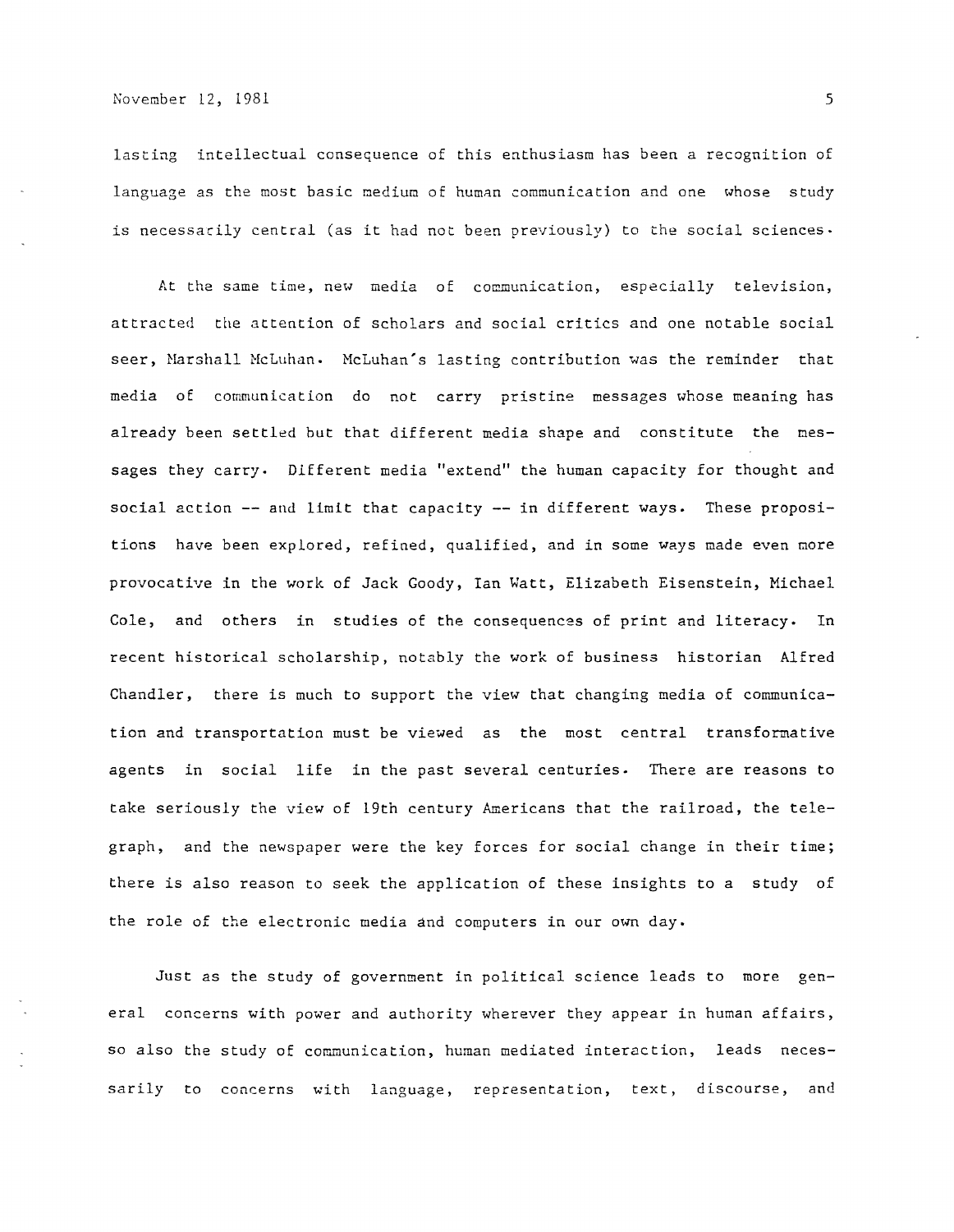lasting intellectual consequence of this enthusiasm has been a recognition of language as the most basic medium of human communication and one whose study is necessarily central (as it had not been previously) to the social sciences.

At the same time, new media of communication, especially television, attracted the attention of scholars and social critics and one notable social seer, Marshall McLuhan. McLuhan's lasting contribution was the reminder that media of communication do not carry pristine messages whose meaning has already been settled but that different media shape and constitute the messages they carry. Different media "extend" the human capacity for thought and social action -- and limit that capacity -- in different ways. These propositions have been explored, refined, qualified, and in some ways made even more provocative in the work of Jack Goody, Ian Watt, Elizabeth Eisenstein, Michael Cole, and others in studies of the consequences of print and literacy. In recent historical scholarship, notably the work of business historian Alfred Chandler, there is much to support the view that changing media of communication and transportation must be viewed as the most central transformative agents in social life in the past several centuries. There are reasons to take seriously the view of 19th century Americans that the railroad, the telegraph, and the newspaper were the key forces for social change in their time; there is also reason to seek the application of these insights to a study of the role of the electronic media and computers in our own day.

Just as the study of government in political science leads to more general concerns with power and authority wherever they appear in human affairs, so also the study of communication, human mediated interaction, leads necessarily to concerns with language, representation, text, discourse, and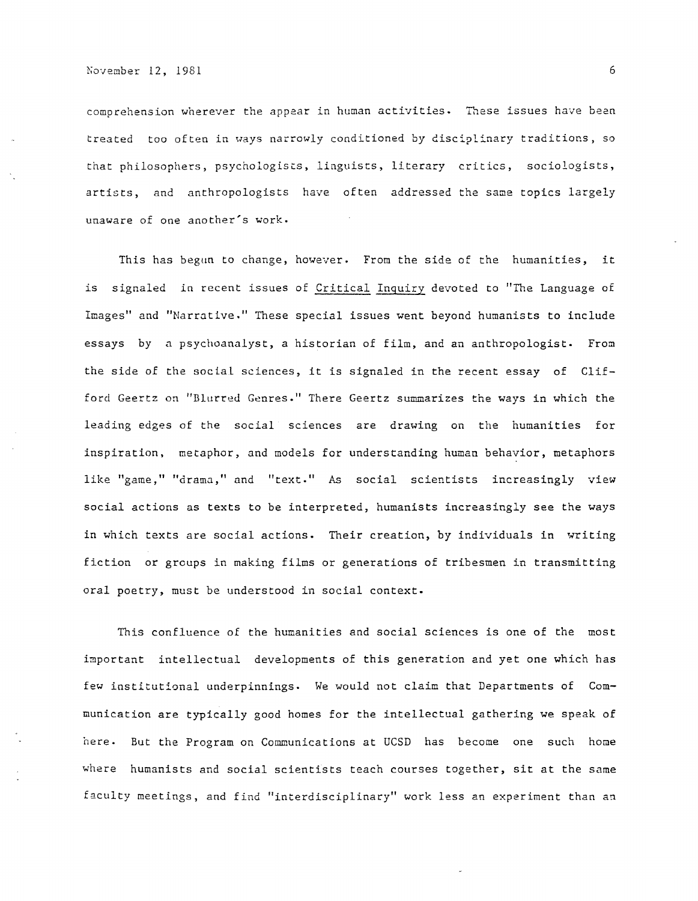comprehension wherever the appear in human activities. These issues have been treated too often in ways narrowly conditioned by disciplinary traditions, so that philosophers, psychologists, linguists, literary critics, sociologists, artists, and anthropologists have often addressed the same topics largely unaware of one another's work.

This has begun to change, however. From the side of the humanities, it is signaled in recent issues of Critical Inquiry devoted to "The Language of Images" and "Narrative." These special issues went beyond humanists to include essays by a psychoanalyst, a historian of film, and an anthropologist. From the side of the social sciences, it is signaled in the recent essay of Clifford Geertz on "Blurred Genres." There Geertz summarizes the ways in which the leading edges of the social sciences are drawing on the humanities for inspiration, metaphor, and models for understanding human behavior, metaphors like "game," "drama," and "text." As social scientists increasingly view social actions as texts to be interpreted, humanists increasingly see the ways in which texts are social actions. Their creation, by individuals in writing fiction or groups in making films or generations of tribesmen in transmitting oral poetry, must be understood in social context.

This confluence of the humanities and social sciences is one of the most important intellectual developments of this generation and yet one which has few institutional underpinnings. We would not claim that Departments of Communication are typically good homes for the intellectual gathering we speak of here. But the Program on Communications at UCSD has become one such home where humanists and social scientists teach courses together, sit at the same faculty meetings, and find "interdisciplinary" work less an experiment than an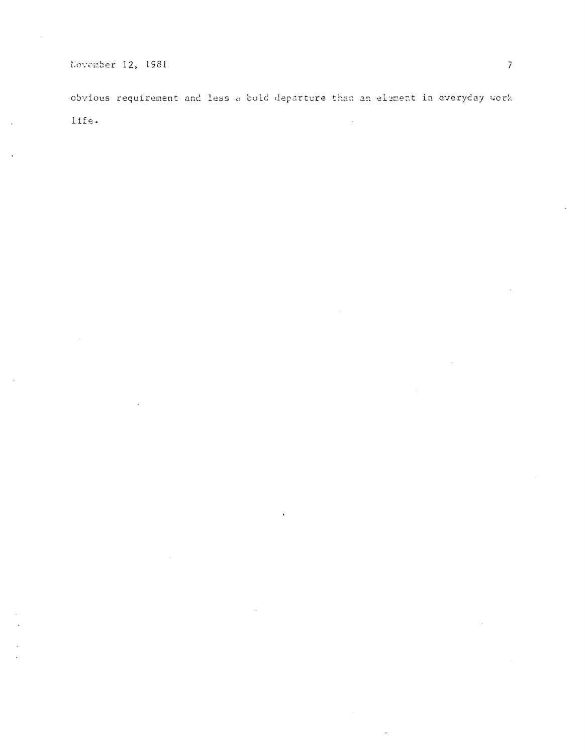obvious requirement and less a bold departure than an element in everyday work life.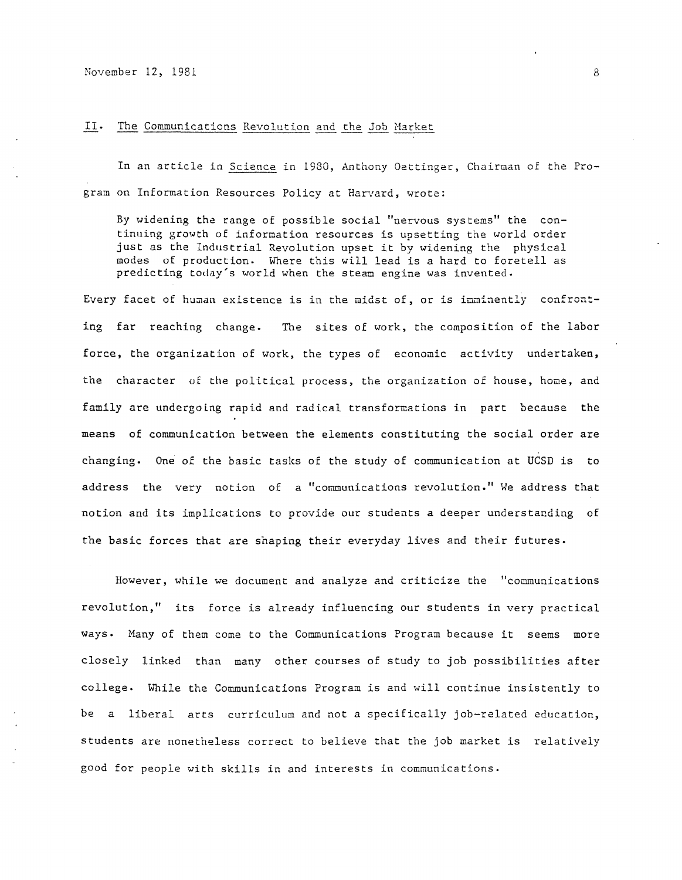## II. The Communications Revolution and the Job Market

In an article in *Science* in 1980, Anthony Oettinger, Chairman of the Program on Information Resources Policy at Harvard, wrote:

> By widening the range of possible social "nervous systems" the continuing growth of information resources is upsetting the world order just as the Industrial Revolution upset it by widening the physical modes of production. Where this will lead is a hard to foretell as predicting today's world when the steam engine was invented.

Every facet of human existence is in the midst of, or is imminently confronting far reaching change. The sites of work, the composition of the labor force, the organization of work, the types of economic activity undertaken, the character of the political process, the organization of house, home, and family are undergoing rapid and radical transformations in part because the means of communication between the elements constituting the social order are changing. One of the basic tasks of the study of communication at UCSD is to address the very notion of a "communications revolution." We address that notion and its implications to provide our students a deeper understanding of the basic forces that are shaping their everyday lives and their futures.

However, while we document and analyze and criticize the "communications revolution," its force is already influencing our students in very practical ways. Many of them come to the Communications Program because it seems more closely linked than many other courses of study to job possibilities after college. While the Communications Program is and will continue insistently to be a liberal arts curriculum and not a specifically job-related education, students are nonetheless correct to believe that the job market is relatively good for people with skills in and interests in communications.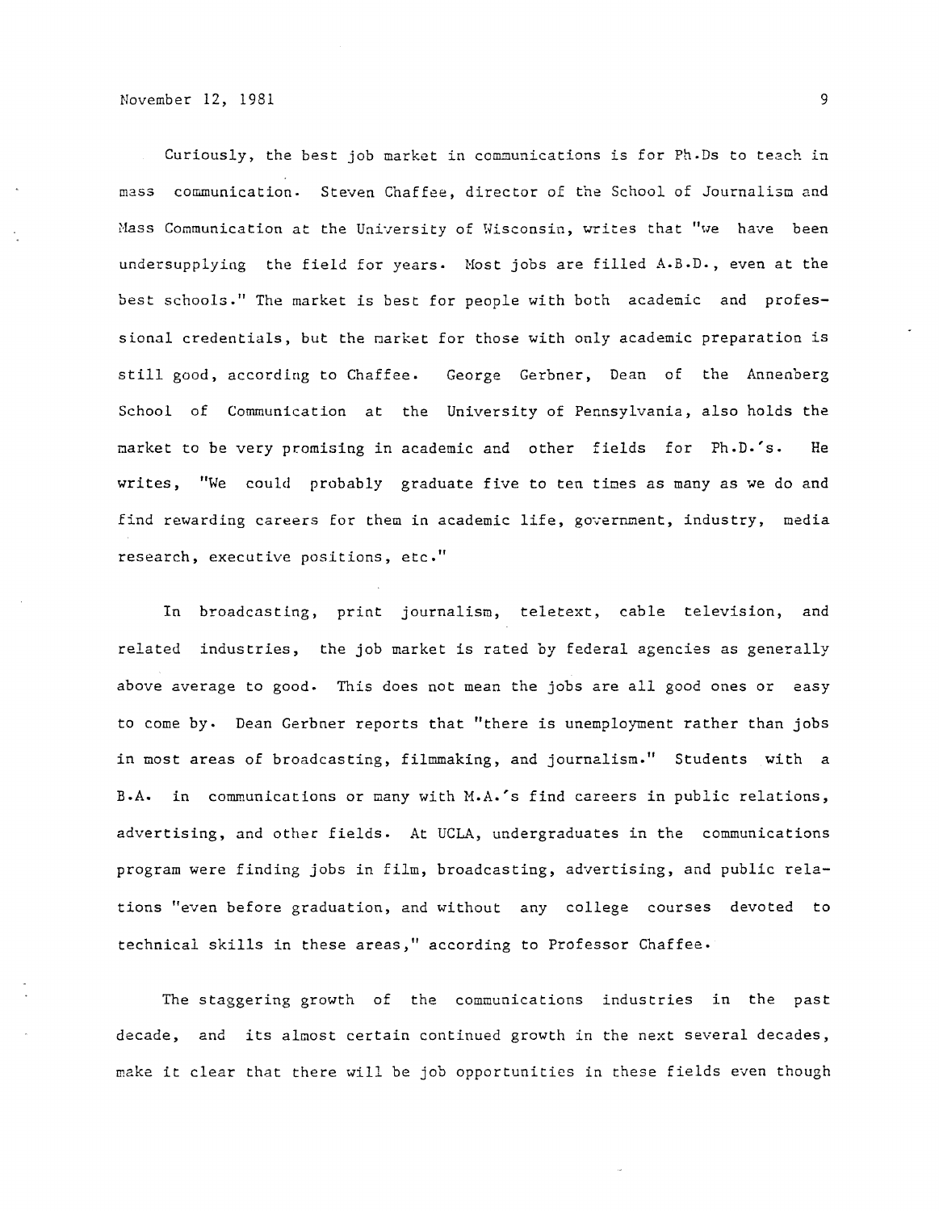Curiously, the best job market in communications is for Ph.Ds to teach in mass communication. Steven Chaffee, director of the School of Journalism and Mass Communication at the University of Wisconsin, writes that "we have been undersupplying the field for years. Most jobs are filled A.B.D., even at the best schools." The market is best for people with both academic and professional credentials, but the market for those with only academic preparation is still good, according to Chaffee. George Gerbner, Dean of the Annenberg School of Communication at the University of Pennsylvania, also holds the market to be very promising in academic and other fields for Ph.D.'s. He writes, "We could probably graduate five to ten times as many as we do and find rewarding careers for them in academic life, government, industry, media research, executive positions, etc."

In broadcasting, print journalism, teletext, cable television, and related industries, the job market is rated by federal agencies as generally above average to good. This does not mean the jobs are all good ones or easy to come by. Dean Gerbner reports that "there is unemployment rather than jobs in most areas of broadcasting, filmmaking, and journalism." Students with a B.A. in communications or many with M.A.'s find careers in public relations, advertising, and other fields. At UCLA, undergraduates in the communications program were finding jobs in film, broadcasting, advertising, and public relations "even before graduation, and without any college courses devoted to technical skills in these areas," according to Professor Chaffee.

The staggering growth of the communications industries in the past decade, and its almost certain continued growth in the next several decades, make it clear that there will be job opportunities in these fields even though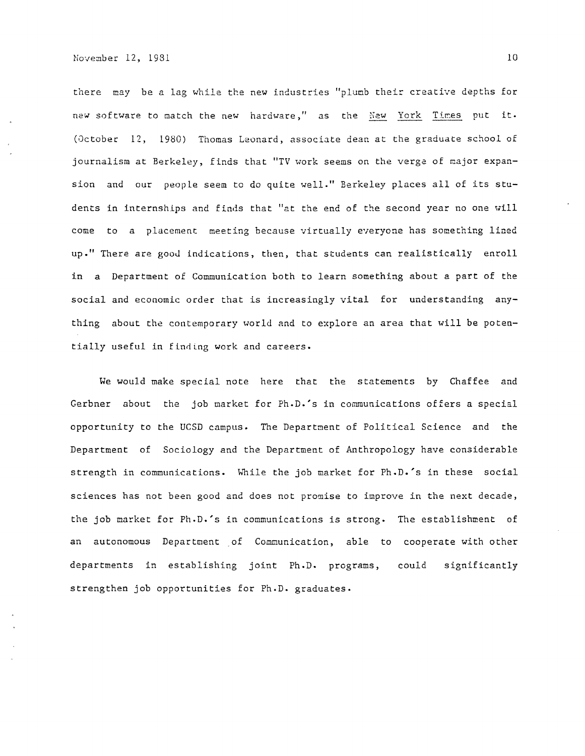there may be a lag while the new industries "plumb their creative depths for new software to match the new hardware," as the _New York Times_ put it. (October 12, 1980) Thomas Leonard, associate dean at the graduate school of journalism at Berkeley, finds that "TV work seems on the verge of major expansion and our people seem to do quite well." Berkeley places all of its students in internships and finds that "at the end of the second year no one will come to a placement meeting because virtually everyone has something lined up." There are good indications, then, that students can realistically enroll in a Department of Communication both to learn something about a part of the social and economic order that is increasingly vital for understanding anything about the contemporary world and to explore an area that will be potentially useful in finding work and careers.

We would make special note here that the statements by Chaffee and Gerbner about the job market for Ph.D.'s in communications offers a special opportunity to the UCSD campus. The Department of Political Science and the Department of Sociology and the Department of Anthropology have considerable strength in communications. While the job market for Ph.D.'s in these social sciences has not been good and does not promise to improve in the next decade, the job market for Ph.D.'s in communications is strong. The establishment of an autonomous Department of Communication, able to cooperate with other departments in establishing joint Ph.D. programs, could significantly strengthen job opportunities for Ph.D. graduates.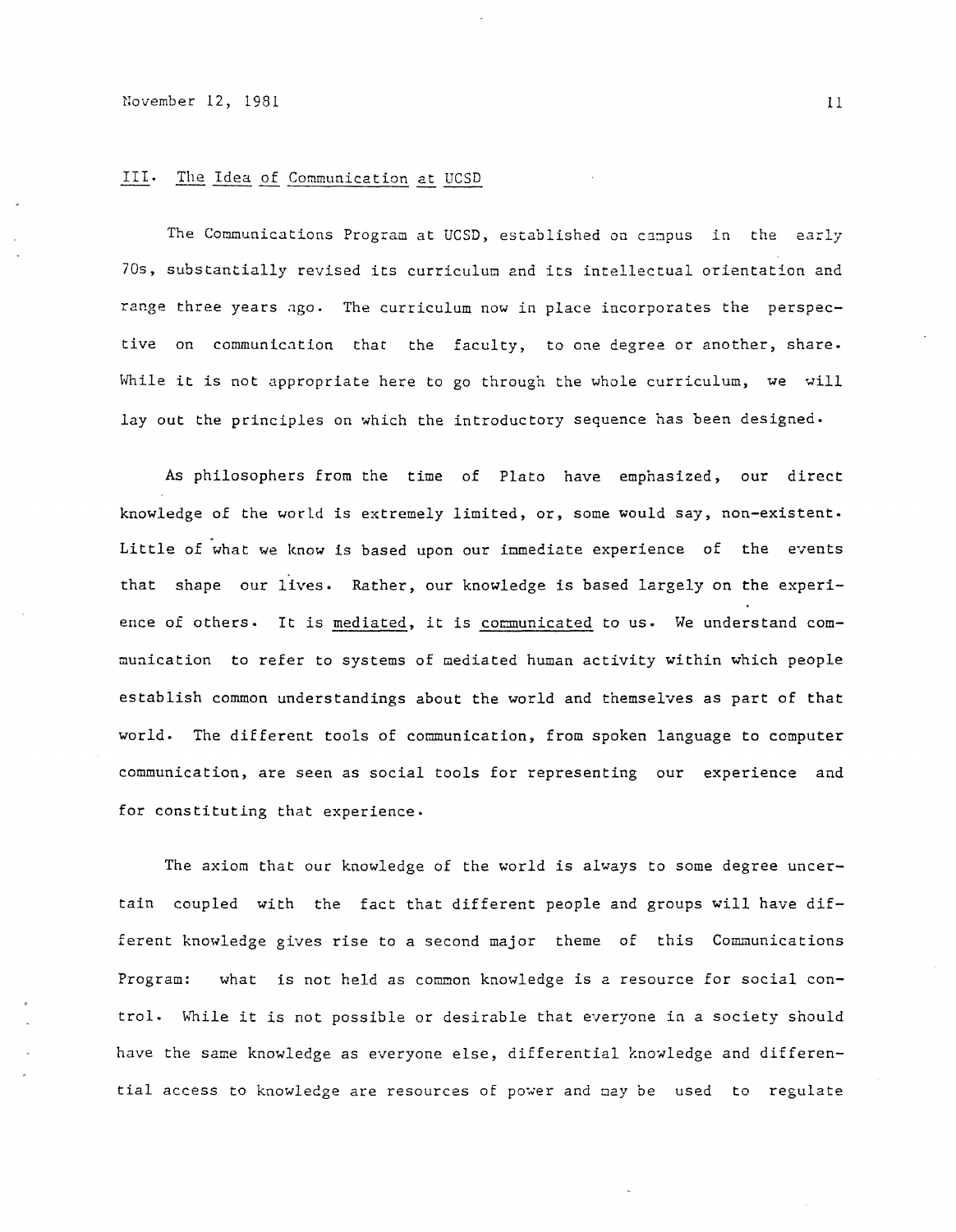## III. The Idea of Communication at UCSD

The Communications Program at UCSD, established on campus in the early 70s, substantially revised its curriculum and its intellectual orientation and range three years ago. The curriculum now in place incorporates the perspective on communication that the faculty, to one degree or another, share. While it is not appropriate here to go through the whole curriculum, we will lay out the principles on which the introductory sequence has been designed.

As philosophers from the time of Plato have emphasized, our direct knowledge of the world is extremely limited, or, some would say, non-existent. Little of what we know is based upon our immediate experience of the events that shape our lives. Rather, our knowledge is based largely on the experience of others. It is mediated, it is communicated to us. We understand communication to refer to systems of mediated human activity within which people establish common understandings about the world and themselves as part of that world. The different tools of communication, from spoken language to computer communication, are seen as social tools for representing our experience and for constituting that experience.

The axiom that our knowledge of the world is always to some degree uncertain coupled with the fact that different people and groups will have different knowledge gives rise to a second major theme of this Communications Program: what is not held as common knowledge is a resource for social control. While it is not possible or desirable that everyone in a society should have the same knowledge as everyone else, differential knowledge and differential access to knowledge are resources of power and may be used to regulate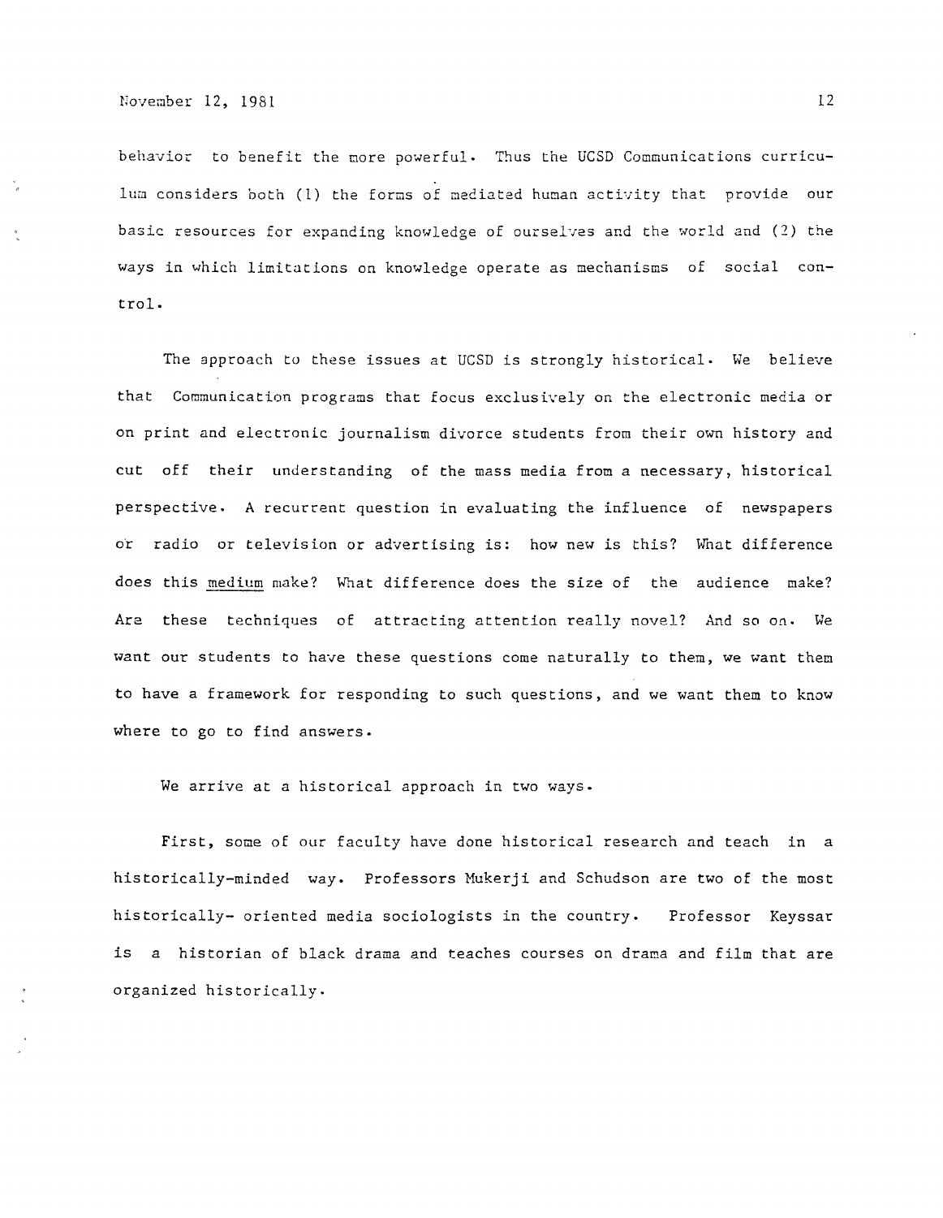behavior to benefit the more powerful. Thus the UCSD Communications curriculum considers both (1) the forms of mediated human activity that provide our basic resources for expanding knowledge of ourselves and the world and (2) the ways in which limitations on knowledge operate as mechanisms of social control.

The approach to these issues at UCSD is strongly historical. We believe that Communication programs that focus exclusively on the electronic media or on print and electronic journalism divorce students from their own history and cut off their understanding of the mass media from a necessary, historical perspective. A recurrent question in evaluating the influence of newspapers or radio or television or advertising is: how new is this? What difference does this <u>medium</u> make? What difference does the size of the audience make? Are these techniques of attracting attention really novel? And so on. We want our students to have these questions come naturally to them, we want them to have a framework for responding to such questions, and we want them to know where to go to find answers.

We arrive at a historical approach in two ways.

First, some of our faculty have done historical research and teach in a historically-minded way. Professors Mukerji and Schudson are two of the most historically- oriented media sociologists in the country. Professor Keyssar is a historian of black drama and teaches courses on drama and film that are organized historically.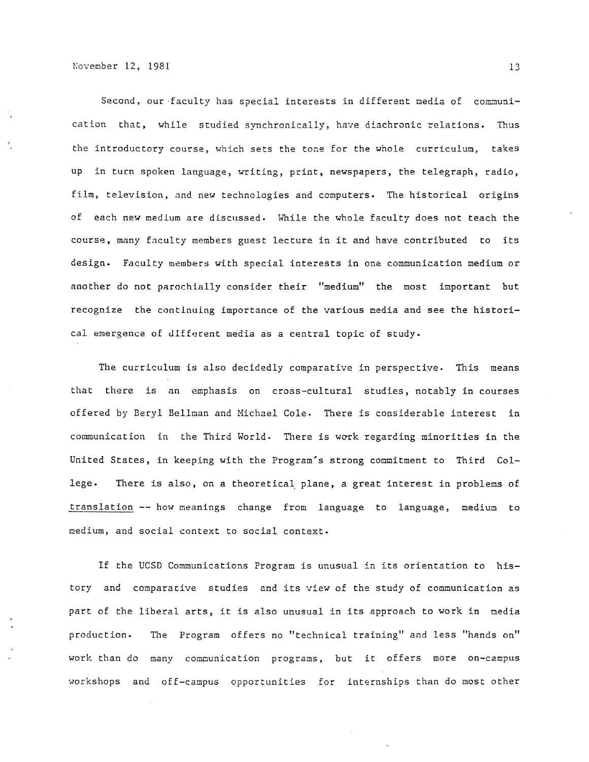Second, our faculty has special interests in different media of communication that, while studied synchronically, have diachronic relations. Thus the introductory course, which sets the tone for the whole curriculum, takes up in turn spoken language, writing, print, newspapers, the telegraph, radio, film, television, and new technologies and computers. The historical origins of each new medium are discussed. While the whole faculty does not teach the course, many faculty members guest lecture in it and have contributed to its design. Faculty members with special interests in one communication medium or another do not parochially consider their "medium" the most important but recognize the continuing importance of the various media and see the historical emergence of different media as a central topic of study.

The curriculum is also decidedly comparative in perspective. This means that there is an emphasis on cross-cultural studies, notably in courses offered by Beryl Bellman and Michael Cole. There is considerable interest in communication in the Third World. There is work regarding minorities in the United States, in keeping with the Program's strong commitment to Third College. There is also, on a theoretical plane, a great interest in problems of <u>translation</u> -- how meanings change from language to language, medium to medium, and social context to social context.

If the UCSD Communications Program is unusual in its orientation to history and comparative studies and its view of the study of communication as part of the liberal arts, it is also unusual in its approach to work in media production. The Program offers no "technical training" and less "hands on" work than do many communication programs, but it offers more on-campus workshops and off-campus opportunities for internships than do most other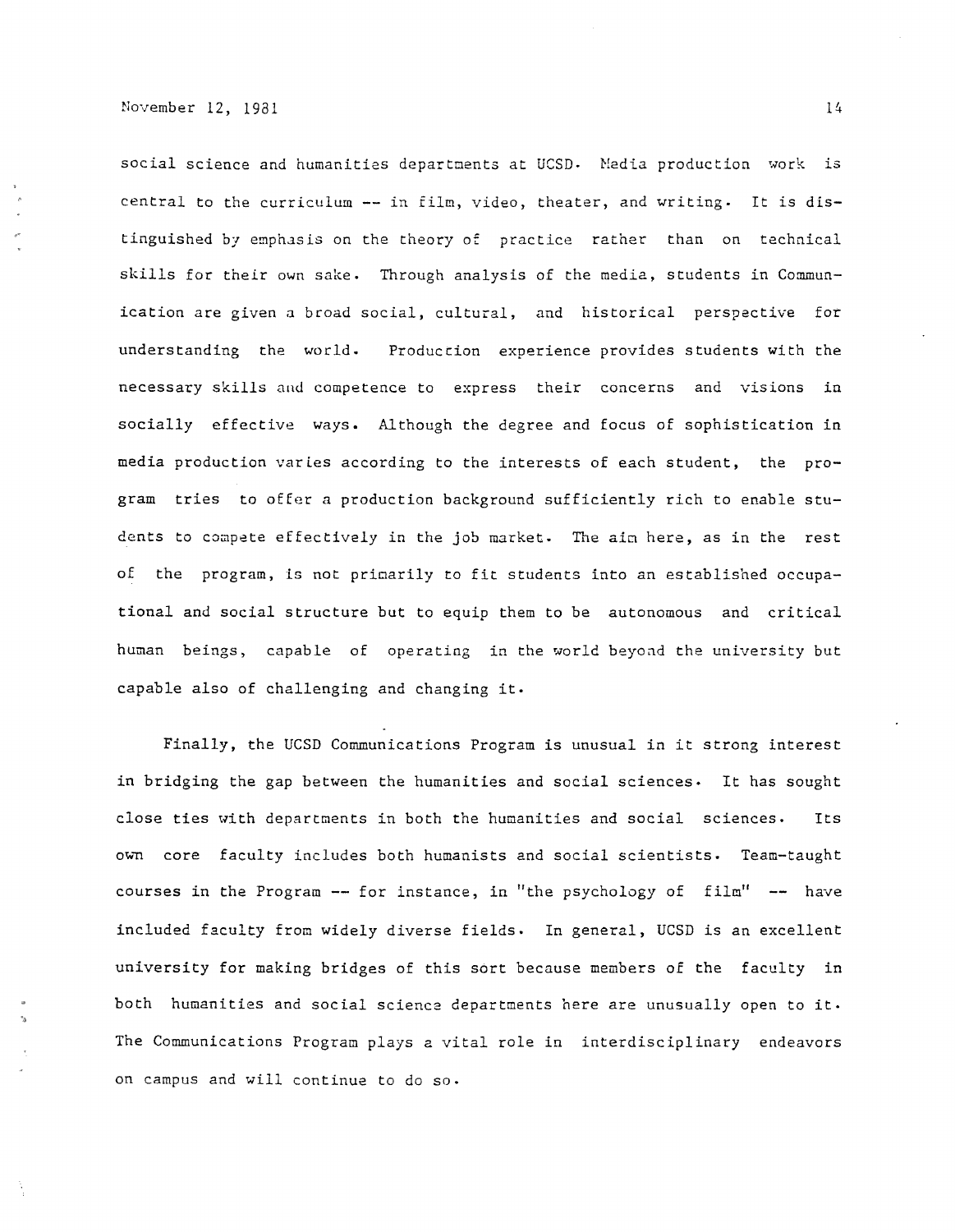social science and humanities departments at UCSD. Media production work is central to the curriculum -- in film, video, theater, and writing. It is distinguished by emphasis on the theory of practice rather than on technical skills for their own sake. Through analysis of the media, students in Communication are given a broad social, cultural, and historical perspective for understanding the world. Production experience provides students with the necessary skills and competence to express their concerns and visions in socially effective ways. Although the degree and focus of sophistication in media production varies according to the interests of each student, the program tries to offer a production background sufficiently rich to enable students to compete effectively in the job market. The aim here, as in the rest of the program, is not primarily to fit students into an established occupational and social structure but to equip them to be autonomous and critical human beings, capable of operating in the world beyond the university but capable also of challenging and changing it.

Finally, the UCSD Communications Program is unusual in it strong interest in bridging the gap between the humanities and social sciences. It has sought close ties with departments in both the humanities and social sciences. Its own core faculty includes both humanists and social scientists. Team-taught courses in the Program -- for instance, in "the psychology of film" -- have included faculty from widely diverse fields. In general, UCSD is an excellent university for making bridges of this sort because members of the faculty in both humanities and social science departments here are unusually open to it. The Communications Program plays a vital role in interdisciplinary endeavors on campus and will continue to do so.